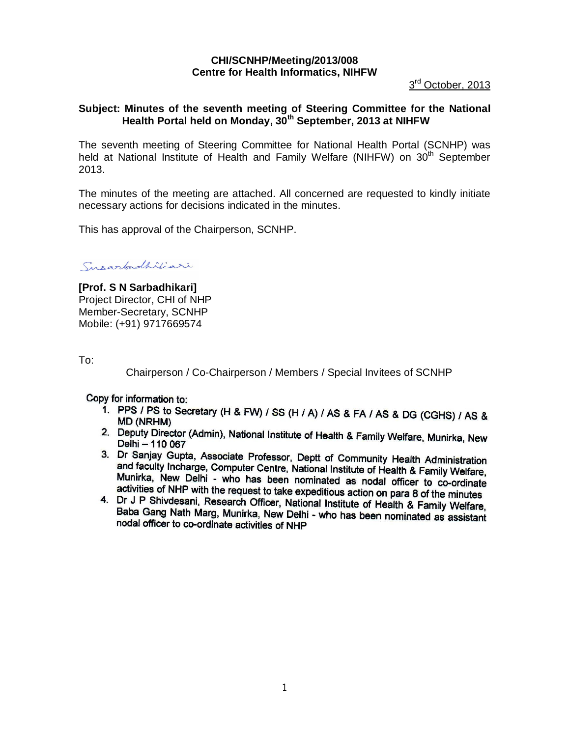**CHI/SCNHP/Meeting/2013/008**
**Centre for Health Informatics, NIHFW**

3rd October, 2013

**Subject: Minutes of the seventh meeting of Steering Committee for the National Health Portal held on Monday, 30th September, 2013 at NIHFW**

The seventh meeting of Steering Committee for National Health Portal (SCNHP) was held at National Institute of Health and Family Welfare (NIHFW) on 30th September 2013.

The minutes of the meeting are attached. All concerned are requested to kindly initiate necessary actions for decisions indicated in the minutes.

This has approval of the Chairperson, SCNHP.

Snsarbadhikari

**[Prof. S N Sarbadhikari]**
Project Director, CHI of NHP
Member-Secretary, SCNHP
Mobile: (+91) 9717669574

To:

Chairperson / Co-Chairperson / Members / Special Invitees of SCNHP

Copy for information to:

1. PPS / PS to Secretary (H & FW) / SS (H / A) / AS & FA / AS & DG (CGHS) / AS & MD (NRHM)
2. Deputy Director (Admin), National Institute of Health & Family Welfare, Munirka, New Delhi – 110 067
3. Dr Sanjay Gupta, Associate Professor, Deptt of Community Health Administration and faculty Incharge, Computer Centre, National Institute of Health & Family Welfare, Munirka, New Delhi - who has been nominated as nodal officer to co-ordinate activities of NHP with the request to take expeditious action on para 8 of the minutes
4. Dr J P Shivdesani, Research Officer, National Institute of Health & Family Welfare, Baba Gang Nath Marg, Munirka, New Delhi - who has been nominated as assistant nodal officer to co-ordinate activities of NHP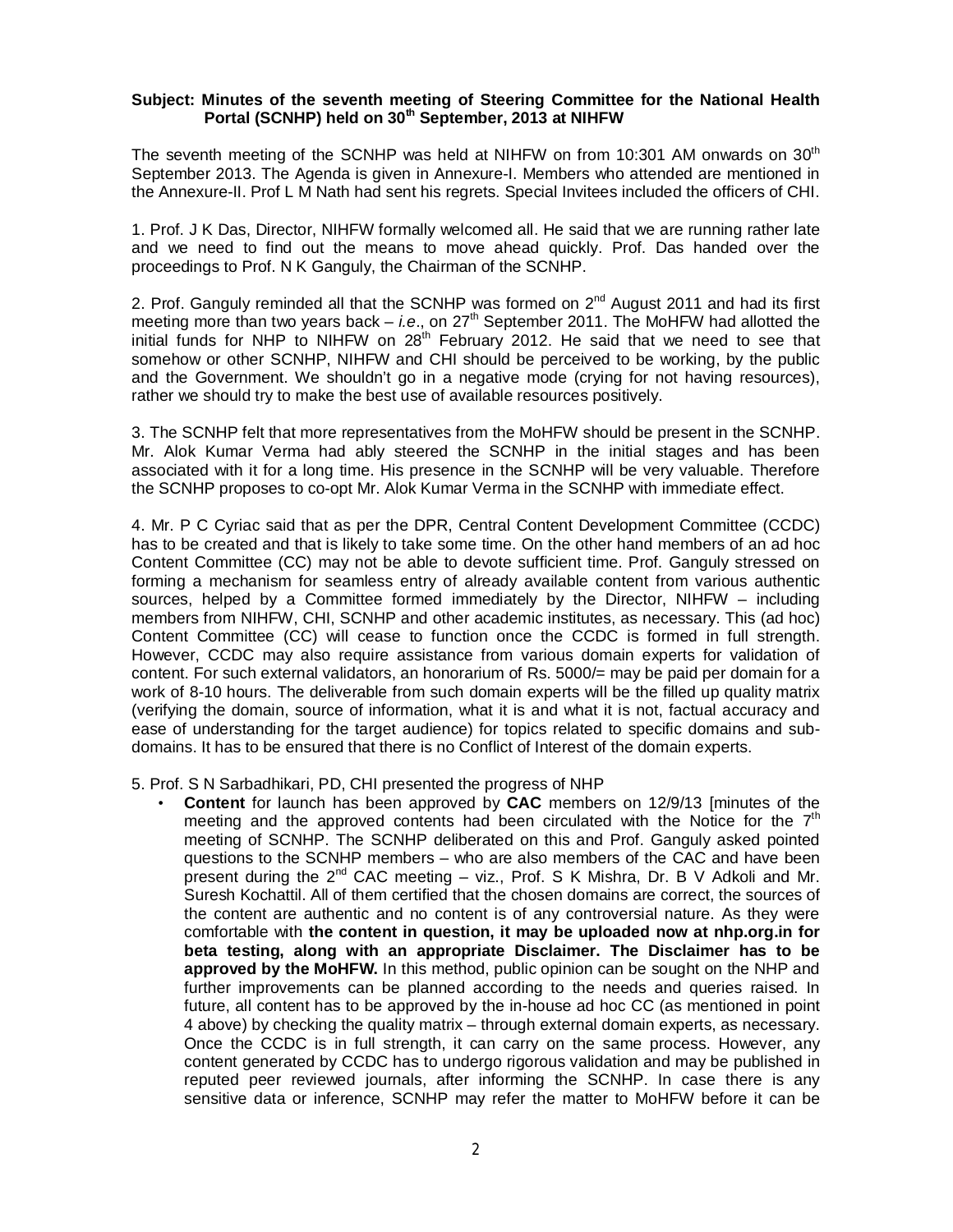**Subject: Minutes of the seventh meeting of Steering Committee for the National Health Portal (SCNHP) held on 30th September, 2013 at NIHFW**

The seventh meeting of the SCNHP was held at NIHFW on from 10:301 AM onwards on 30th September 2013. The Agenda is given in Annexure-I. Members who attended are mentioned in the Annexure-II. Prof L M Nath had sent his regrets. Special Invitees included the officers of CHI.

1. Prof. J K Das, Director, NIHFW formally welcomed all. He said that we are running rather late and we need to find out the means to move ahead quickly. Prof. Das handed over the proceedings to Prof. N K Ganguly, the Chairman of the SCNHP.

2. Prof. Ganguly reminded all that the SCNHP was formed on 2nd August 2011 and had its first meeting more than two years back – *i.e*., on 27th September 2011. The MoHFW had allotted the initial funds for NHP to NIHFW on 28th February 2012. He said that we need to see that somehow or other SCNHP, NIHFW and CHI should be perceived to be working, by the public and the Government. We shouldn't go in a negative mode (crying for not having resources), rather we should try to make the best use of available resources positively.

3. The SCNHP felt that more representatives from the MoHFW should be present in the SCNHP. Mr. Alok Kumar Verma had ably steered the SCNHP in the initial stages and has been associated with it for a long time. His presence in the SCNHP will be very valuable. Therefore the SCNHP proposes to co-opt Mr. Alok Kumar Verma in the SCNHP with immediate effect.

4. Mr. P C Cyriac said that as per the DPR, Central Content Development Committee (CCDC) has to be created and that is likely to take some time. On the other hand members of an ad hoc Content Committee (CC) may not be able to devote sufficient time. Prof. Ganguly stressed on forming a mechanism for seamless entry of already available content from various authentic sources, helped by a Committee formed immediately by the Director, NIHFW – including members from NIHFW, CHI, SCNHP and other academic institutes, as necessary. This (ad hoc) Content Committee (CC) will cease to function once the CCDC is formed in full strength. However, CCDC may also require assistance from various domain experts for validation of content. For such external validators, an honorarium of Rs. 5000/= may be paid per domain for a work of 8-10 hours. The deliverable from such domain experts will be the filled up quality matrix (verifying the domain, source of information, what it is and what it is not, factual accuracy and ease of understanding for the target audience) for topics related to specific domains and sub-domains. It has to be ensured that there is no Conflict of Interest of the domain experts.

5. Prof. S N Sarbadhikari, PD, CHI presented the progress of NHP

- **Content** for launch has been approved by **CAC** members on 12/9/13 [minutes of the meeting and the approved contents had been circulated with the Notice for the 7th meeting of SCNHP. The SCNHP deliberated on this and Prof. Ganguly asked pointed questions to the SCNHP members – who are also members of the CAC and have been present during the 2nd CAC meeting – viz., Prof. S K Mishra, Dr. B V Adkoli and Mr. Suresh Kochattil. All of them certified that the chosen domains are correct, the sources of the content are authentic and no content is of any controversial nature. As they were comfortable with **the content in question, it may be uploaded now at nhp.org.in for beta testing, along with an appropriate Disclaimer. The Disclaimer has to be approved by the MoHFW.** In this method, public opinion can be sought on the NHP and further improvements can be planned according to the needs and queries raised. In future, all content has to be approved by the in-house ad hoc CC (as mentioned in point 4 above) by checking the quality matrix – through external domain experts, as necessary. Once the CCDC is in full strength, it can carry on the same process. However, any content generated by CCDC has to undergo rigorous validation and may be published in reputed peer reviewed journals, after informing the SCNHP. In case there is any sensitive data or inference, SCNHP may refer the matter to MoHFW before it can be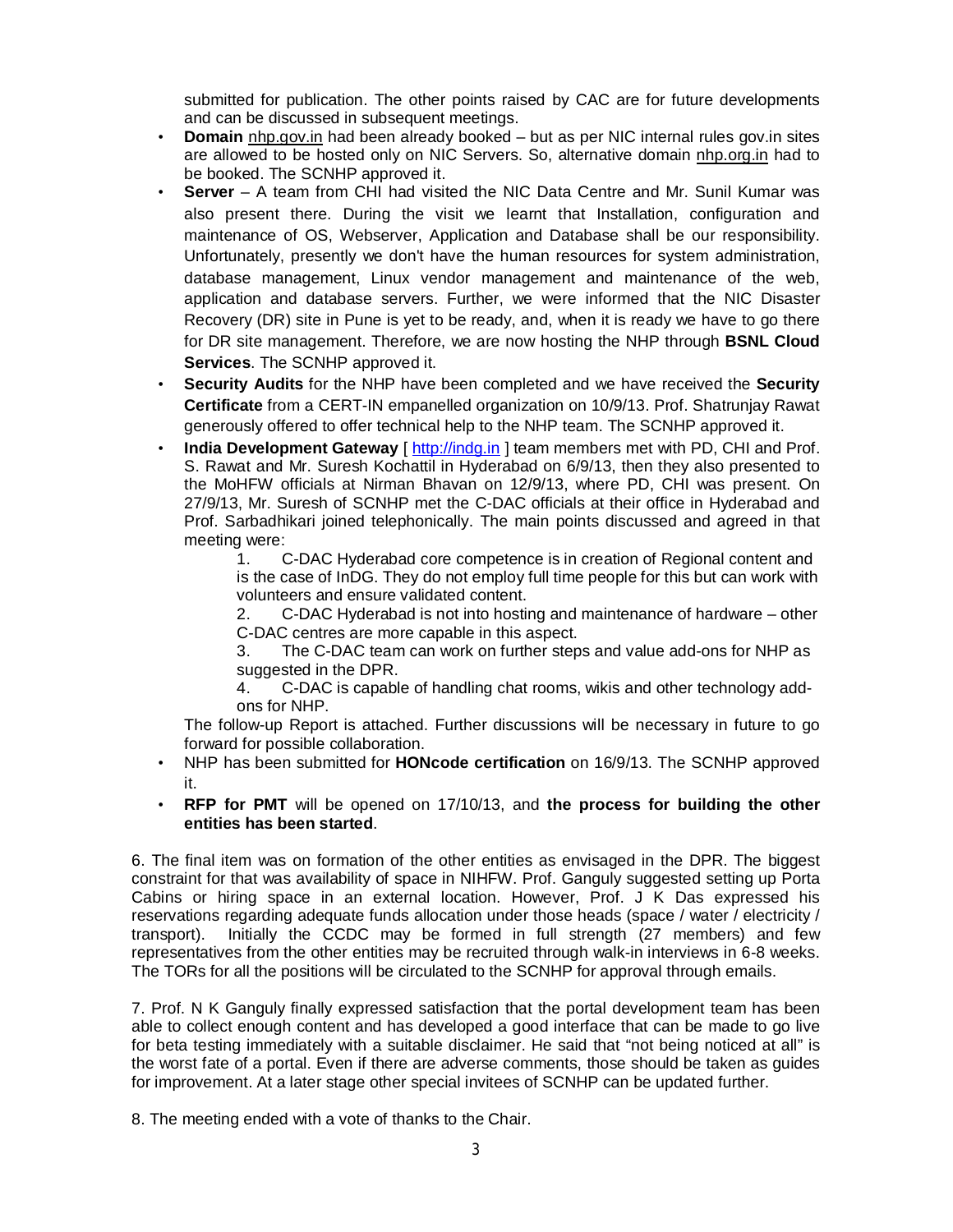submitted for publication. The other points raised by CAC are for future developments and can be discussed in subsequent meetings.

- **Domain** nhp.gov.in had been already booked – but as per NIC internal rules gov.in sites are allowed to be hosted only on NIC Servers. So, alternative domain nhp.org.in had to be booked. The SCNHP approved it.
- **Server** – A team from CHI had visited the NIC Data Centre and Mr. Sunil Kumar was also present there. During the visit we learnt that Installation, configuration and maintenance of OS, Webserver, Application and Database shall be our responsibility. Unfortunately, presently we don't have the human resources for system administration, database management, Linux vendor management and maintenance of the web, application and database servers. Further, we were informed that the NIC Disaster Recovery (DR) site in Pune is yet to be ready, and, when it is ready we have to go there for DR site management. Therefore, we are now hosting the NHP through **BSNL Cloud Services**. The SCNHP approved it.
- **Security Audits** for the NHP have been completed and we have received the **Security Certificate** from a CERT-IN empanelled organization on 10/9/13. Prof. Shatrunjay Rawat generously offered to offer technical help to the NHP team. The SCNHP approved it.
- **India Development Gateway** [ http://indg.in ] team members met with PD, CHI and Prof. S. Rawat and Mr. Suresh Kochattil in Hyderabad on 6/9/13, then they also presented to the MoHFW officials at Nirman Bhavan on 12/9/13, where PD, CHI was present. On 27/9/13, Mr. Suresh of SCNHP met the C-DAC officials at their office in Hyderabad and Prof. Sarbadhikari joined telephonically. The main points discussed and agreed in that meeting were:
    1. C-DAC Hyderabad core competence is in creation of Regional content and is the case of InDG. They do not employ full time people for this but can work with volunteers and ensure validated content.
    2. C-DAC Hyderabad is not into hosting and maintenance of hardware – other C-DAC centres are more capable in this aspect.
    3. The C-DAC team can work on further steps and value add-ons for NHP as suggested in the DPR.
    4. C-DAC is capable of handling chat rooms, wikis and other technology add-ons for NHP.

  The follow-up Report is attached. Further discussions will be necessary in future to go forward for possible collaboration.
- NHP has been submitted for **HONcode certification** on 16/9/13. The SCNHP approved it.
- **RFP for PMT** will be opened on 17/10/13, and **the process for building the other entities has been started**.

6. The final item was on formation of the other entities as envisaged in the DPR. The biggest constraint for that was availability of space in NIHFW. Prof. Ganguly suggested setting up Porta Cabins or hiring space in an external location. However, Prof. J K Das expressed his reservations regarding adequate funds allocation under those heads (space / water / electricity / transport). Initially the CCDC may be formed in full strength (27 members) and few representatives from the other entities may be recruited through walk-in interviews in 6-8 weeks. The TORs for all the positions will be circulated to the SCNHP for approval through emails.

7. Prof. N K Ganguly finally expressed satisfaction that the portal development team has been able to collect enough content and has developed a good interface that can be made to go live for beta testing immediately with a suitable disclaimer. He said that "not being noticed at all" is the worst fate of a portal. Even if there are adverse comments, those should be taken as guides for improvement. At a later stage other special invitees of SCNHP can be updated further.

8. The meeting ended with a vote of thanks to the Chair.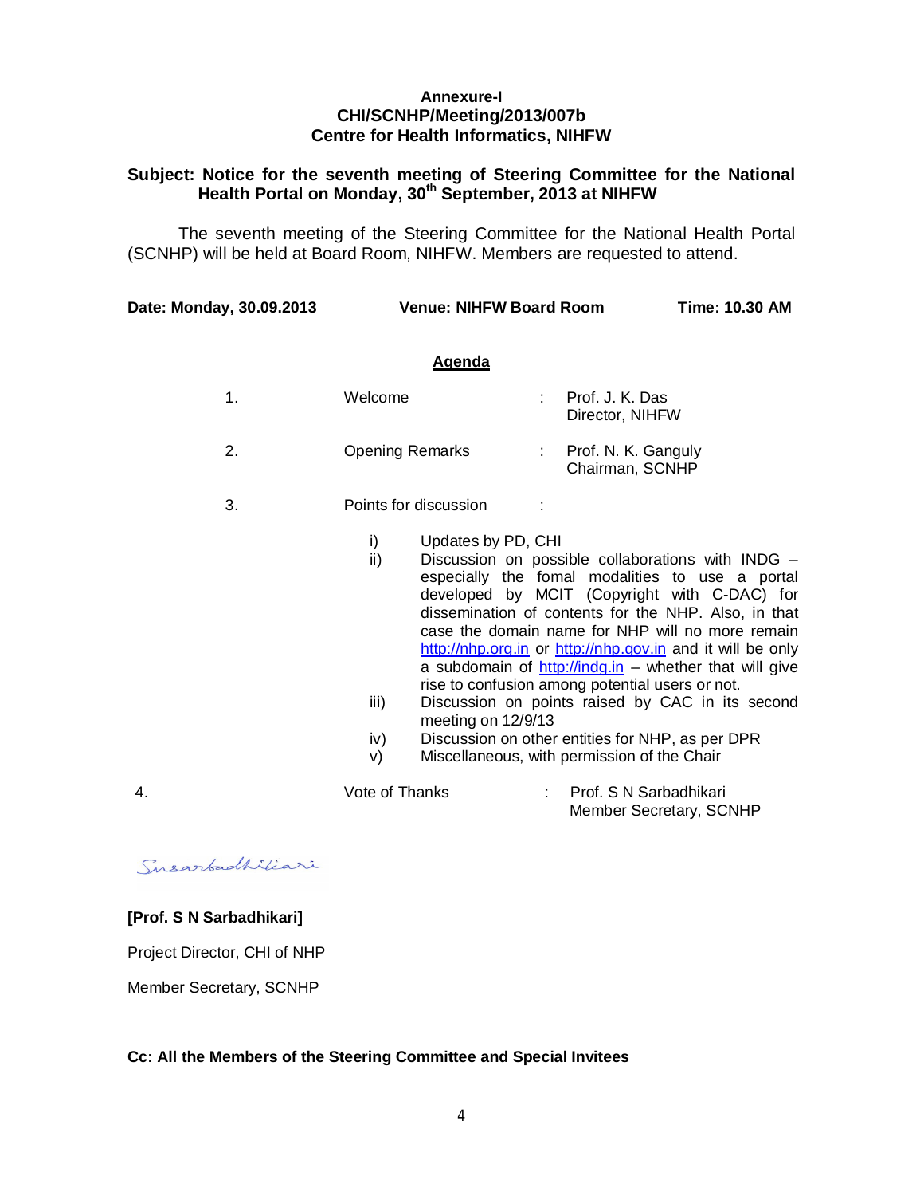**Annexure-I**
**CHI/SCNHP/Meeting/2013/007b**
**Centre for Health Informatics, NIHFW**

**Subject: Notice for the seventh meeting of Steering Committee for the National Health Portal on Monday, 30th September, 2013 at NIHFW**

The seventh meeting of the Steering Committee for the National Health Portal (SCNHP) will be held at Board Room, NIHFW. Members are requested to attend.

**Date: Monday, 30.09.2013** **Venue: NIHFW Board Room** **Time: 10.30 AM**

## Agenda

1. Welcome : Prof. J. K. Das, Director, NIHFW
2. Opening Remarks : Prof. N. K. Ganguly, Chairman, SCNHP
3. Points for discussion :
   - i) Updates by PD, CHI
   - ii) Discussion on possible collaborations with INDG – especially the fomal modalities to use a portal developed by MCIT (Copyright with C-DAC) for dissemination of contents for the NHP. Also, in that case the domain name for NHP will no more remain http://nhp.org.in or http://nhp.gov.in and it will be only a subdomain of http://indg.in – whether that will give rise to confusion among potential users or not.
   - iii) Discussion on points raised by CAC in its second meeting on 12/9/13
   - iv) Discussion on other entities for NHP, as per DPR
   - v) Miscellaneous, with permission of the Chair
4. Vote of Thanks : Prof. S N Sarbadhikari, Member Secretary, SCNHP

Snsarbadhikari

**[Prof. S N Sarbadhikari]**

Project Director, CHI of NHP

Member Secretary, SCNHP

**Cc: All the Members of the Steering Committee and Special Invitees**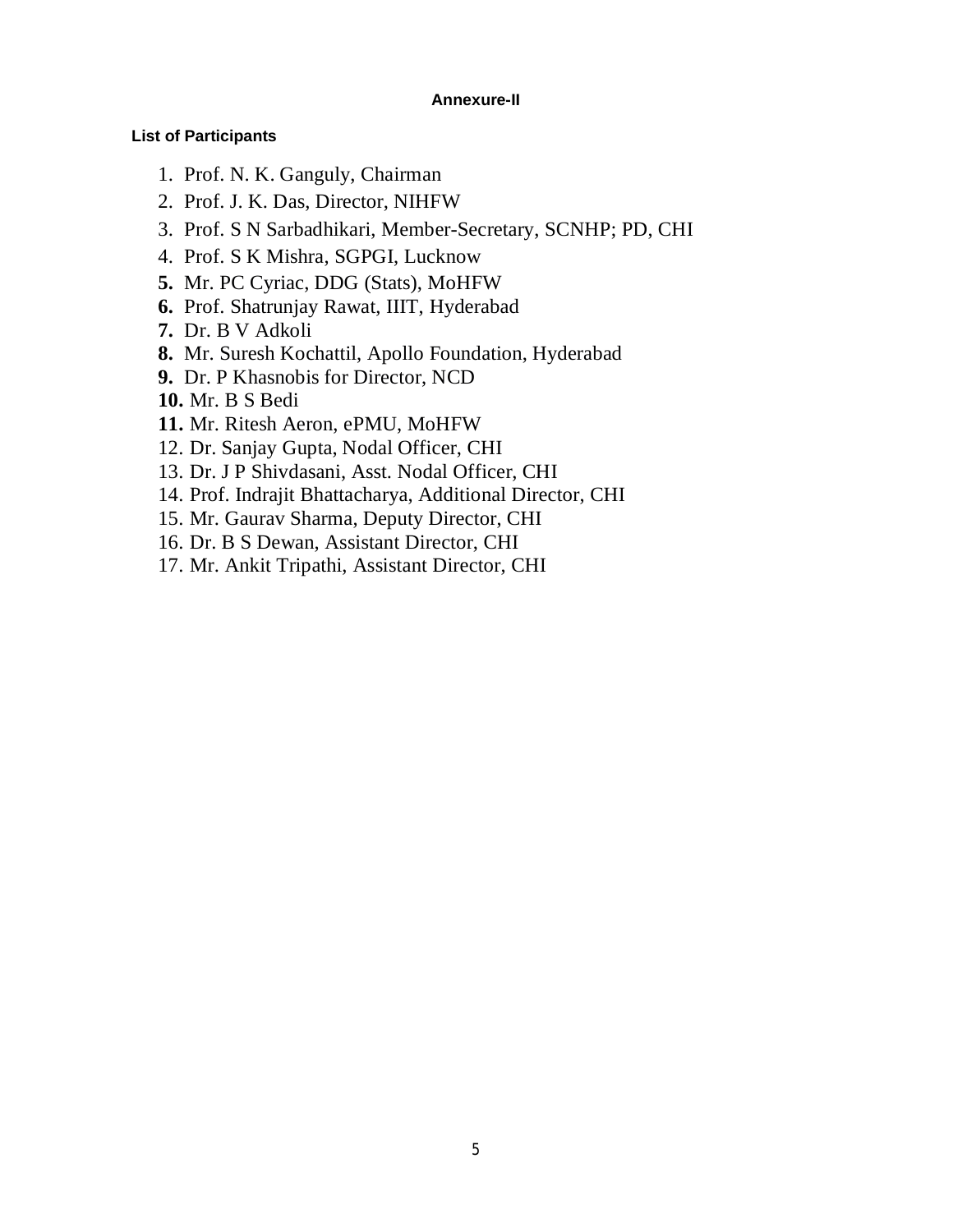**Annexure-II**

**List of Participants**

1. Prof. N. K. Ganguly, Chairman
2. Prof. J. K. Das, Director, NIHFW
3. Prof. S N Sarbadhikari, Member-Secretary, SCNHP; PD, CHI
4. Prof. S K Mishra, SGPGI, Lucknow
5. Mr. PC Cyriac, DDG (Stats), MoHFW
6. Prof. Shatrunjay Rawat, IIIT, Hyderabad
7. Dr. B V Adkoli
8. Mr. Suresh Kochattil, Apollo Foundation, Hyderabad
9. Dr. P Khasnobis for Director, NCD
10. Mr. B S Bedi
11. Mr. Ritesh Aeron, ePMU, MoHFW
12. Dr. Sanjay Gupta, Nodal Officer, CHI
13. Dr. J P Shivdasani, Asst. Nodal Officer, CHI
14. Prof. Indrajit Bhattacharya, Additional Director, CHI
15. Mr. Gaurav Sharma, Deputy Director, CHI
16. Dr. B S Dewan, Assistant Director, CHI
17. Mr. Ankit Tripathi, Assistant Director, CHI